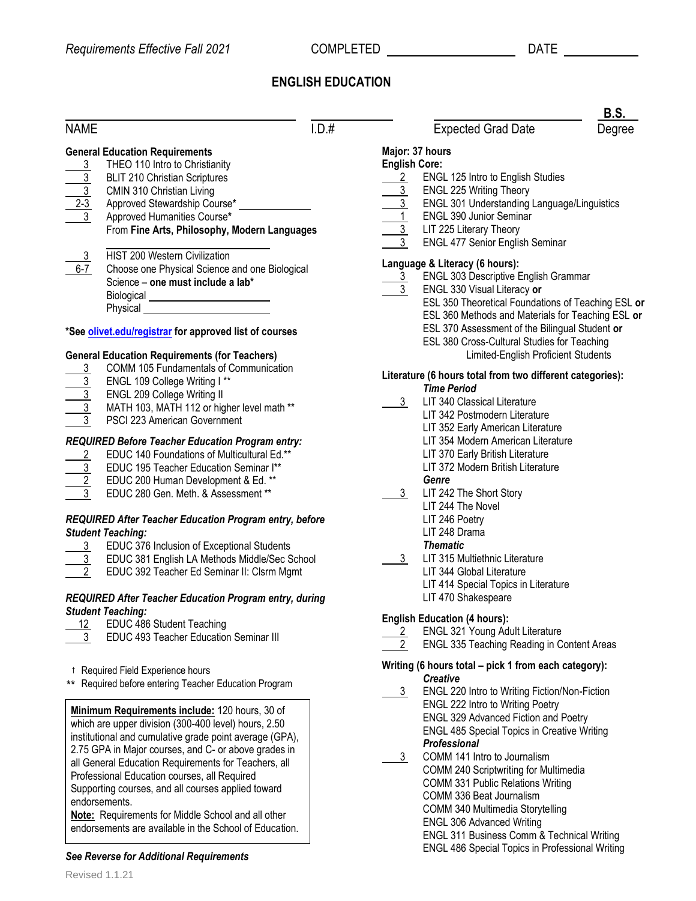*Requirements Effective Fall 2021* COMPLETED ____________ DATE ________

# ENGLISH EDUCATION

NAME ______________ I.D.# ________ Expected Grad Date ________ **B.S.** Degree

**General Education Requirements**

- 3 THEO 110 Intro to Christianity
- 3 BLIT 210 Christian Scriptures
- 3 CMIN 310 Christian Living
- 2-3 Approved Stewardship Course* ____________
- 3 Approved Humanities Course*
  From **Fine Arts, Philosophy, Modern Languages** ____________
- 3 HIST 200 Western Civilization
- 6-7 Choose one Physical Science and one Biological Science – **one must include a lab***
  Biological ____________
  Physical ____________

**\*See olivet.edu/registrar for approved list of courses**

**General Education Requirements (for Teachers)**

- 3 COMM 105 Fundamentals of Communication
- 3 ENGL 109 College Writing I **
- 3 ENGL 209 College Writing II
- 3 MATH 103, MATH 112 or higher level math **
- 3 PSCI 223 American Government

***REQUIRED Before Teacher Education Program entry:***

- 2 EDUC 140 Foundations of Multicultural Ed.**
- 3 EDUC 195 Teacher Education Seminar I**
- 2 EDUC 200 Human Development & Ed. **
- 3 EDUC 280 Gen. Meth. & Assessment **

***REQUIRED After Teacher Education Program entry, before Student Teaching:***

- 3 EDUC 376 Inclusion of Exceptional Students
- 3 EDUC 381 English LA Methods Middle/Sec School
- 2 EDUC 392 Teacher Ed Seminar II: Clsrm Mgmt

***REQUIRED After Teacher Education Program entry, during Student Teaching:***

- 12 EDUC 486 Student Teaching
- 3 EDUC 493 Teacher Education Seminar III

† Required Field Experience hours
** Required before entering Teacher Education Program

**Minimum Requirements include:** 120 hours, 30 of which are upper division (300-400 level) hours, 2.50 institutional and cumulative grade point average (GPA), 2.75 GPA in Major courses, and C- or above grades in all General Education Requirements for Teachers, all Professional Education courses, all Required Supporting courses, and all courses applied toward endorsements.
**Note:** Requirements for Middle School and all other endorsements are available in the School of Education.

***See Reverse for Additional Requirements***

**Major: 37 hours**

**English Core:**

- 2 ENGL 125 Intro to English Studies
- 3 ENGL 225 Writing Theory
- 3 ENGL 301 Understanding Language/Linguistics
- 1 ENGL 390 Junior Seminar
- 3 LIT 225 Literary Theory
- 3 ENGL 477 Senior English Seminar

**Language & Literacy (6 hours):**

- 3 ENGL 303 Descriptive English Grammar
- 3 ENGL 330 Visual Literacy **or**
  ESL 350 Theoretical Foundations of Teaching ESL **or**
  ESL 360 Methods and Materials for Teaching ESL **or**
  ESL 370 Assessment of the Bilingual Student **or**
  ESL 380 Cross-Cultural Studies for Teaching Limited-English Proficient Students

**Literature (6 hours total from two different categories):**

***Time Period***

- 3 LIT 340 Classical Literature
  LIT 342 Postmodern Literature
  LIT 352 Early American Literature
  LIT 354 Modern American Literature
  LIT 370 Early British Literature
  LIT 372 Modern British Literature

***Genre***

- 3 LIT 242 The Short Story
  LIT 244 The Novel
  LIT 246 Poetry
  LIT 248 Drama

***Thematic***

- 3 LIT 315 Multiethnic Literature
  LIT 344 Global Literature
  LIT 414 Special Topics in Literature
  LIT 470 Shakespeare

**English Education (4 hours):**

- 2 ENGL 321 Young Adult Literature
- 2 ENGL 335 Teaching Reading in Content Areas

**Writing (6 hours total – pick 1 from each category):**

***Creative***

- 3 ENGL 220 Intro to Writing Fiction/Non-Fiction
  ENGL 222 Intro to Writing Poetry
  ENGL 329 Advanced Fiction and Poetry
  ENGL 485 Special Topics in Creative Writing

***Professional***

- 3 COMM 141 Intro to Journalism
  COMM 240 Scriptwriting for Multimedia
  COMM 331 Public Relations Writing
  COMM 336 Beat Journalism
  COMM 340 Multimedia Storytelling
  ENGL 306 Advanced Writing
  ENGL 311 Business Comm & Technical Writing
  ENGL 486 Special Topics in Professional Writing

Revised 1.1.21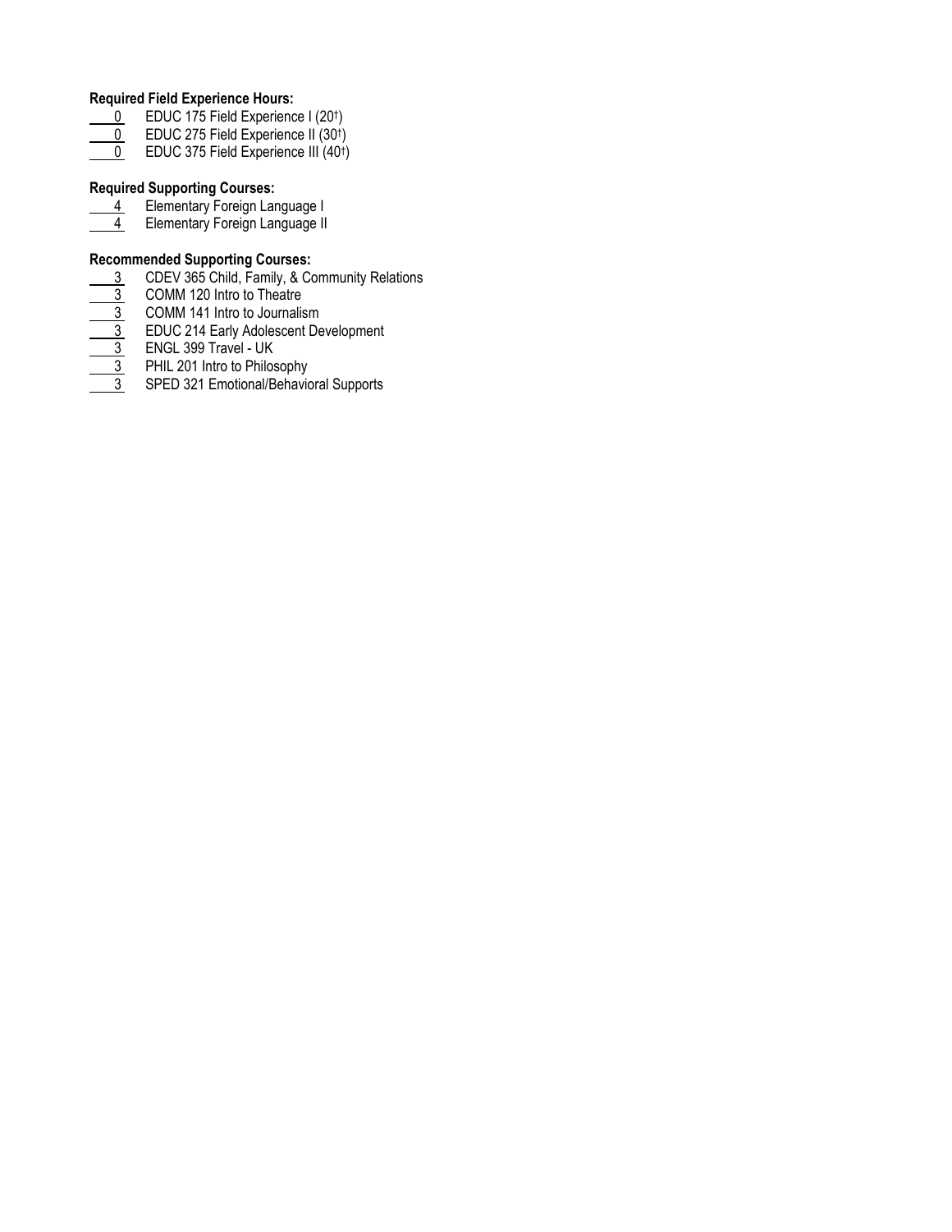**Required Field Experience Hours:**

0 EDUC 175 Field Experience I (20†)
0 EDUC 275 Field Experience II (30†)
0 EDUC 375 Field Experience III (40†)

**Required Supporting Courses:**

4 Elementary Foreign Language I
4 Elementary Foreign Language II

**Recommended Supporting Courses:**

3 CDEV 365 Child, Family, & Community Relations
3 COMM 120 Intro to Theatre
3 COMM 141 Intro to Journalism
3 EDUC 214 Early Adolescent Development
3 ENGL 399 Travel - UK
3 PHIL 201 Intro to Philosophy
3 SPED 321 Emotional/Behavioral Supports